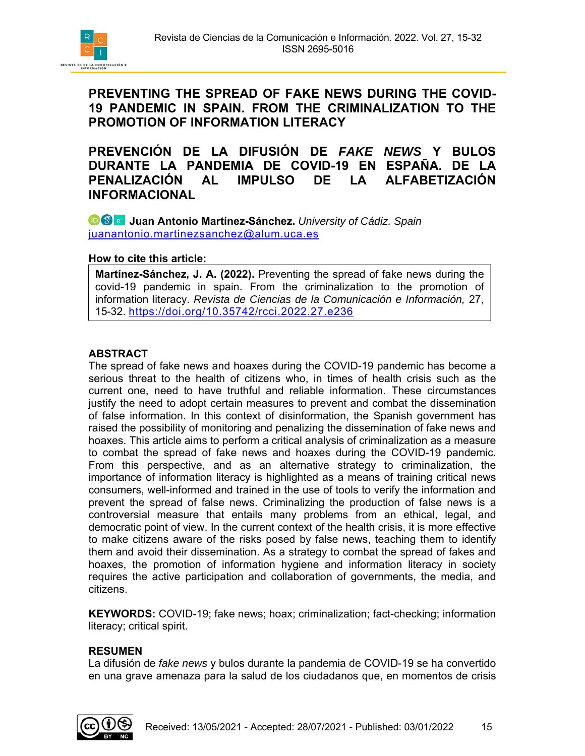# PREVENTING THE SPREAD OF FAKE NEWS DURING THE COVID-19 PANDEMIC IN SPAIN. FROM THE CRIMINALIZATION TO THE PROMOTION OF INFORMATION LITERACY

# PREVENCIÓN DE LA DIFUSIÓN DE *FAKE NEWS* Y BULOS DURANTE LA PANDEMIA DE COVID-19 EN ESPAÑA. DE LA PENALIZACIÓN AL IMPULSO DE LA ALFABETIZACIÓN INFORMACIONAL

**Juan Antonio Martínez-Sánchez.** *University of Cádiz. Spain*
juanantonio.martinezsanchez@alum.uca.es

**How to cite this article:**

**Martínez-Sánchez, J. A. (2022).** Preventing the spread of fake news during the covid-19 pandemic in spain. From the criminalization to the promotion of information literacy. *Revista de Ciencias de la Comunicación e Información,* 27, 15-32. https://doi.org/10.35742/rcci.2022.27.e236

## ABSTRACT

The spread of fake news and hoaxes during the COVID-19 pandemic has become a serious threat to the health of citizens who, in times of health crisis such as the current one, need to have truthful and reliable information. These circumstances justify the need to adopt certain measures to prevent and combat the dissemination of false information. In this context of disinformation, the Spanish government has raised the possibility of monitoring and penalizing the dissemination of fake news and hoaxes. This article aims to perform a critical analysis of criminalization as a measure to combat the spread of fake news and hoaxes during the COVID-19 pandemic. From this perspective, and as an alternative strategy to criminalization, the importance of information literacy is highlighted as a means of training critical news consumers, well-informed and trained in the use of tools to verify the information and prevent the spread of false news. Criminalizing the production of false news is a controversial measure that entails many problems from an ethical, legal, and democratic point of view. In the current context of the health crisis, it is more effective to make citizens aware of the risks posed by false news, teaching them to identify them and avoid their dissemination. As a strategy to combat the spread of fakes and hoaxes, the promotion of information hygiene and information literacy in society requires the active participation and collaboration of governments, the media, and citizens.

**KEYWORDS:** COVID-19; fake news; hoax; criminalization; fact-checking; information literacy; critical spirit.

## RESUMEN

La difusión de *fake news* y bulos durante la pandemia de COVID-19 se ha convertido en una grave amenaza para la salud de los ciudadanos que, en momentos de crisis

Received: 13/05/2021 - Accepted: 28/07/2021 - Published: 03/01/2022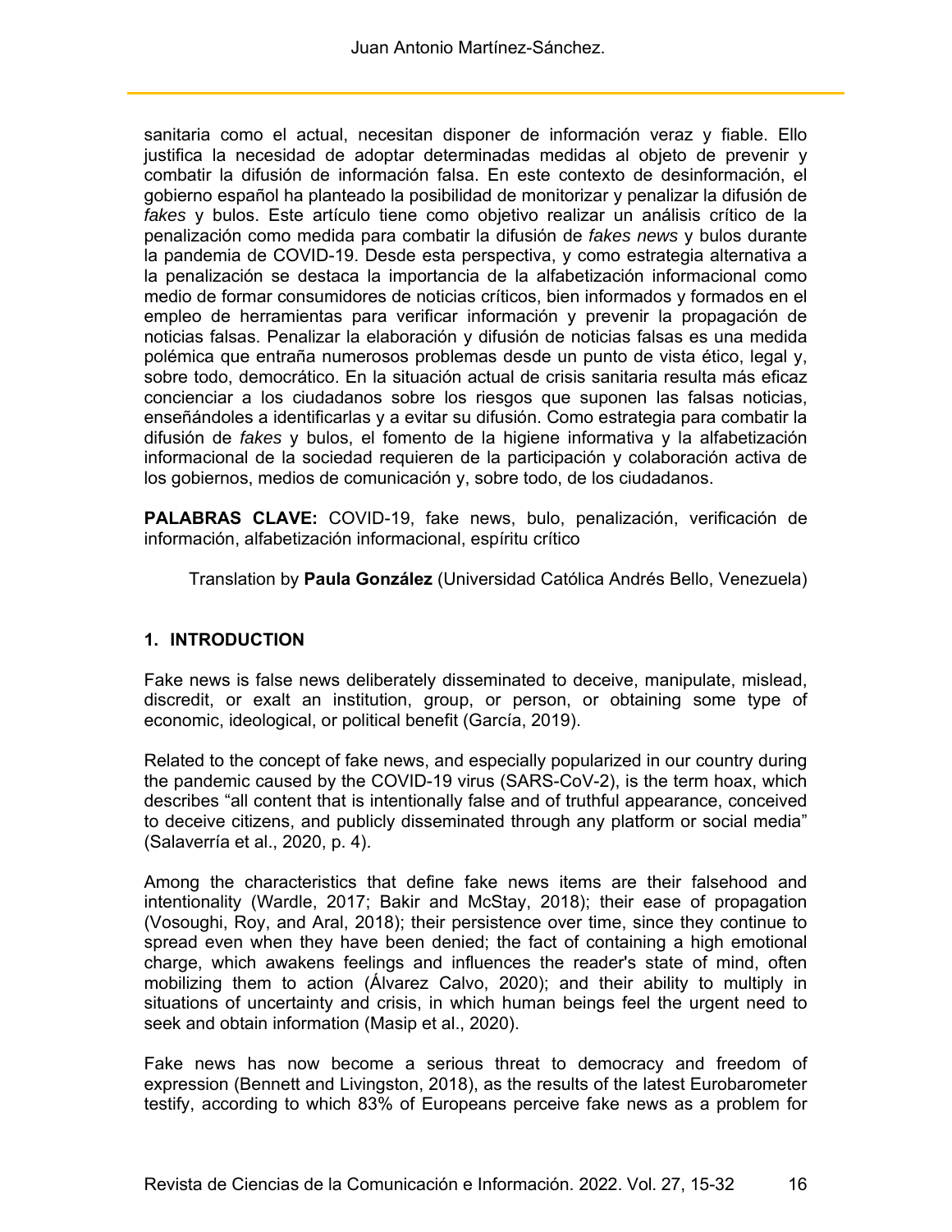sanitaria como el actual, necesitan disponer de información veraz y fiable. Ello justifica la necesidad de adoptar determinadas medidas al objeto de prevenir y combatir la difusión de información falsa. En este contexto de desinformación, el gobierno español ha planteado la posibilidad de monitorizar y penalizar la difusión de *fakes* y bulos. Este artículo tiene como objetivo realizar un análisis crítico de la penalización como medida para combatir la difusión de *fakes news* y bulos durante la pandemia de COVID-19. Desde esta perspectiva, y como estrategia alternativa a la penalización se destaca la importancia de la alfabetización informacional como medio de formar consumidores de noticias críticos, bien informados y formados en el empleo de herramientas para verificar información y prevenir la propagación de noticias falsas. Penalizar la elaboración y difusión de noticias falsas es una medida polémica que entraña numerosos problemas desde un punto de vista ético, legal y, sobre todo, democrático. En la situación actual de crisis sanitaria resulta más eficaz concienciar a los ciudadanos sobre los riesgos que suponen las falsas noticias, enseñándoles a identificarlas y a evitar su difusión. Como estrategia para combatir la difusión de *fakes* y bulos, el fomento de la higiene informativa y la alfabetización informacional de la sociedad requieren de la participación y colaboración activa de los gobiernos, medios de comunicación y, sobre todo, de los ciudadanos.

**PALABRAS CLAVE:** COVID-19, fake news, bulo, penalización, verificación de información, alfabetización informacional, espíritu crítico

Translation by **Paula González** (Universidad Católica Andrés Bello, Venezuela)

## 1. INTRODUCTION

Fake news is false news deliberately disseminated to deceive, manipulate, mislead, discredit, or exalt an institution, group, or person, or obtaining some type of economic, ideological, or political benefit (García, 2019).

Related to the concept of fake news, and especially popularized in our country during the pandemic caused by the COVID-19 virus (SARS-CoV-2), is the term hoax, which describes "all content that is intentionally false and of truthful appearance, conceived to deceive citizens, and publicly disseminated through any platform or social media" (Salaverría et al., 2020, p. 4).

Among the characteristics that define fake news items are their falsehood and intentionality (Wardle, 2017; Bakir and McStay, 2018); their ease of propagation (Vosoughi, Roy, and Aral, 2018); their persistence over time, since they continue to spread even when they have been denied; the fact of containing a high emotional charge, which awakens feelings and influences the reader's state of mind, often mobilizing them to action (Álvarez Calvo, 2020); and their ability to multiply in situations of uncertainty and crisis, in which human beings feel the urgent need to seek and obtain information (Masip et al., 2020).

Fake news has now become a serious threat to democracy and freedom of expression (Bennett and Livingston, 2018), as the results of the latest Eurobarometer testify, according to which 83% of Europeans perceive fake news as a problem for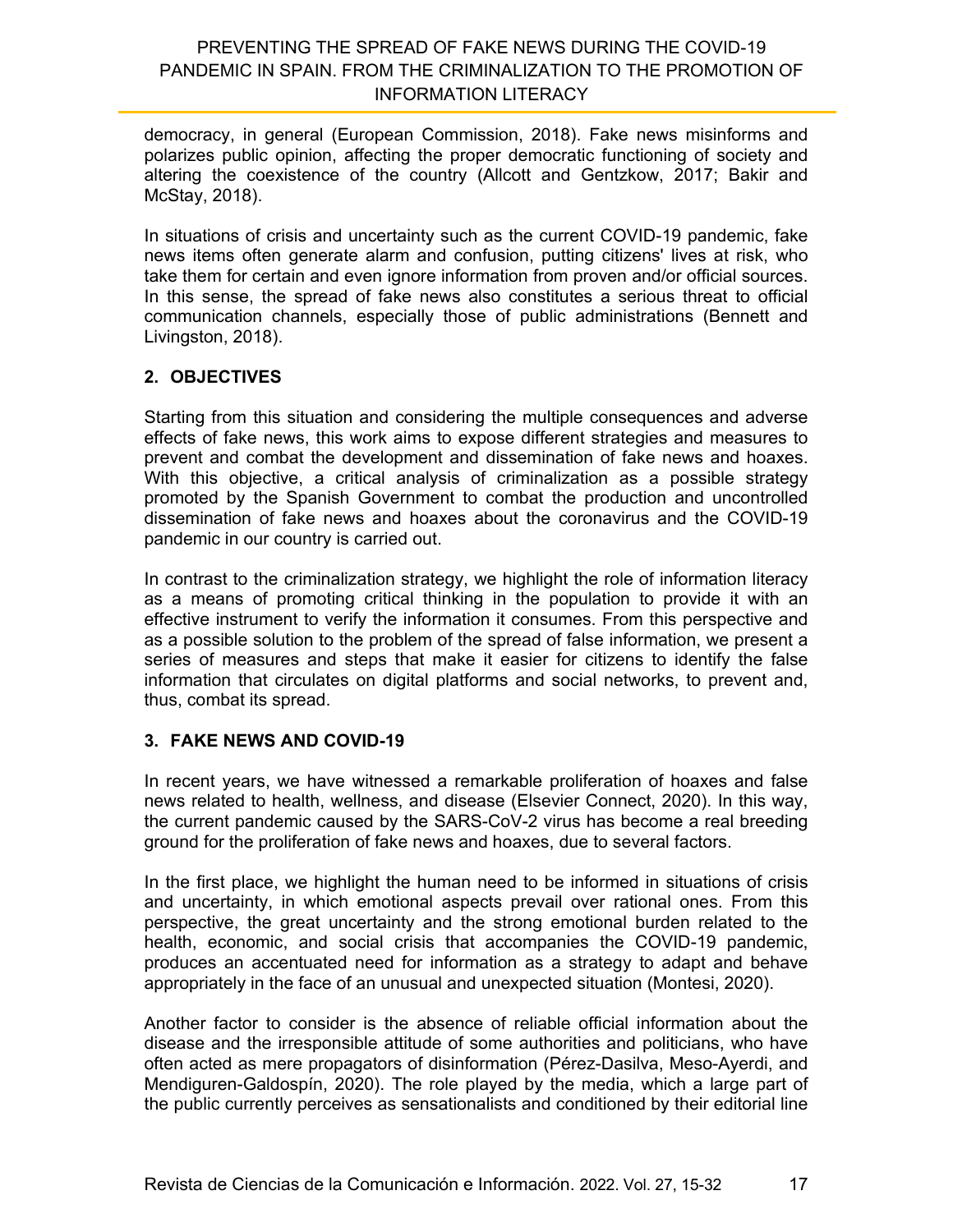democracy, in general (European Commission, 2018). Fake news misinforms and polarizes public opinion, affecting the proper democratic functioning of society and altering the coexistence of the country (Allcott and Gentzkow, 2017; Bakir and McStay, 2018).

In situations of crisis and uncertainty such as the current COVID-19 pandemic, fake news items often generate alarm and confusion, putting citizens' lives at risk, who take them for certain and even ignore information from proven and/or official sources. In this sense, the spread of fake news also constitutes a serious threat to official communication channels, especially those of public administrations (Bennett and Livingston, 2018).

## 2. OBJECTIVES

Starting from this situation and considering the multiple consequences and adverse effects of fake news, this work aims to expose different strategies and measures to prevent and combat the development and dissemination of fake news and hoaxes. With this objective, a critical analysis of criminalization as a possible strategy promoted by the Spanish Government to combat the production and uncontrolled dissemination of fake news and hoaxes about the coronavirus and the COVID-19 pandemic in our country is carried out.

In contrast to the criminalization strategy, we highlight the role of information literacy as a means of promoting critical thinking in the population to provide it with an effective instrument to verify the information it consumes. From this perspective and as a possible solution to the problem of the spread of false information, we present a series of measures and steps that make it easier for citizens to identify the false information that circulates on digital platforms and social networks, to prevent and, thus, combat its spread.

## 3. FAKE NEWS AND COVID-19

In recent years, we have witnessed a remarkable proliferation of hoaxes and false news related to health, wellness, and disease (Elsevier Connect, 2020). In this way, the current pandemic caused by the SARS-CoV-2 virus has become a real breeding ground for the proliferation of fake news and hoaxes, due to several factors.

In the first place, we highlight the human need to be informed in situations of crisis and uncertainty, in which emotional aspects prevail over rational ones. From this perspective, the great uncertainty and the strong emotional burden related to the health, economic, and social crisis that accompanies the COVID-19 pandemic, produces an accentuated need for information as a strategy to adapt and behave appropriately in the face of an unusual and unexpected situation (Montesi, 2020).

Another factor to consider is the absence of reliable official information about the disease and the irresponsible attitude of some authorities and politicians, who have often acted as mere propagators of disinformation (Pérez-Dasilva, Meso-Ayerdi, and Mendiguren-Galdospín, 2020). The role played by the media, which a large part of the public currently perceives as sensationalists and conditioned by their editorial line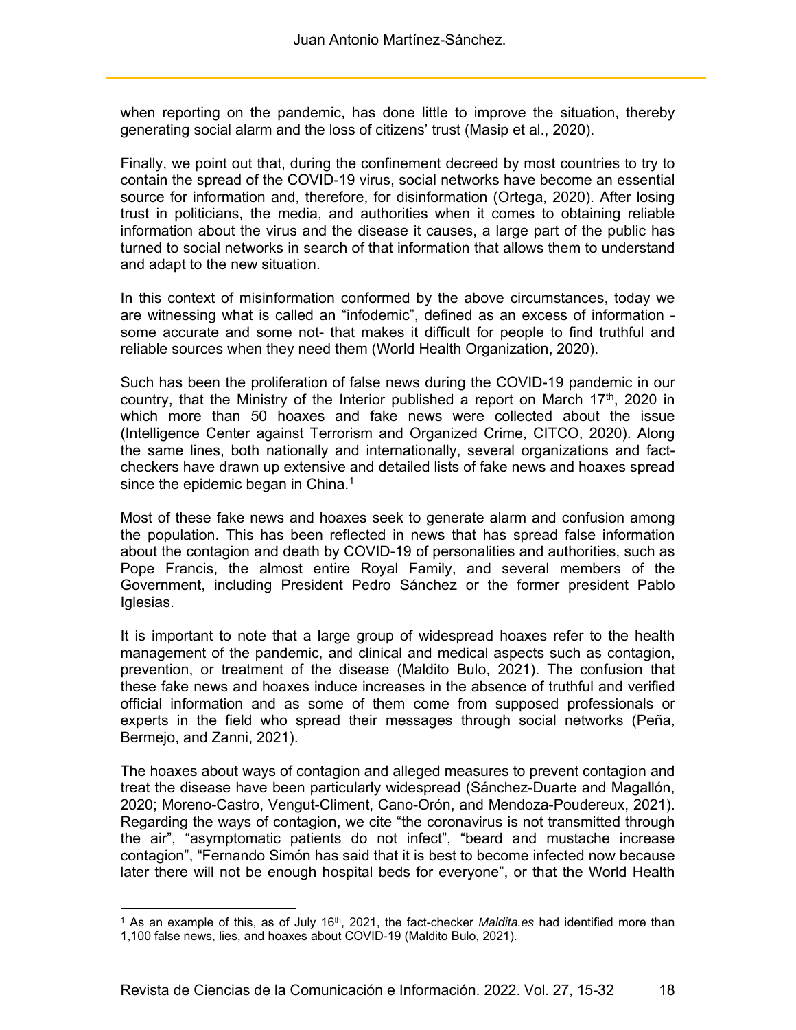when reporting on the pandemic, has done little to improve the situation, thereby generating social alarm and the loss of citizens' trust (Masip et al., 2020).

Finally, we point out that, during the confinement decreed by most countries to try to contain the spread of the COVID-19 virus, social networks have become an essential source for information and, therefore, for disinformation (Ortega, 2020). After losing trust in politicians, the media, and authorities when it comes to obtaining reliable information about the virus and the disease it causes, a large part of the public has turned to social networks in search of that information that allows them to understand and adapt to the new situation.

In this context of misinformation conformed by the above circumstances, today we are witnessing what is called an "infodemic", defined as an excess of information - some accurate and some not- that makes it difficult for people to find truthful and reliable sources when they need them (World Health Organization, 2020).

Such has been the proliferation of false news during the COVID-19 pandemic in our country, that the Ministry of the Interior published a report on March 17th, 2020 in which more than 50 hoaxes and fake news were collected about the issue (Intelligence Center against Terrorism and Organized Crime, CITCO, 2020). Along the same lines, both nationally and internationally, several organizations and fact-checkers have drawn up extensive and detailed lists of fake news and hoaxes spread since the epidemic began in China.[1]

Most of these fake news and hoaxes seek to generate alarm and confusion among the population. This has been reflected in news that has spread false information about the contagion and death by COVID-19 of personalities and authorities, such as Pope Francis, the almost entire Royal Family, and several members of the Government, including President Pedro Sánchez or the former president Pablo Iglesias.

It is important to note that a large group of widespread hoaxes refer to the health management of the pandemic, and clinical and medical aspects such as contagion, prevention, or treatment of the disease (Maldito Bulo, 2021). The confusion that these fake news and hoaxes induce increases in the absence of truthful and verified official information and as some of them come from supposed professionals or experts in the field who spread their messages through social networks (Peña, Bermejo, and Zanni, 2021).

The hoaxes about ways of contagion and alleged measures to prevent contagion and treat the disease have been particularly widespread (Sánchez-Duarte and Magallón, 2020; Moreno-Castro, Vengut-Climent, Cano-Orón, and Mendoza-Poudereux, 2021). Regarding the ways of contagion, we cite "the coronavirus is not transmitted through the air", "asymptomatic patients do not infect", "beard and mustache increase contagion", "Fernando Simón has said that it is best to become infected now because later there will not be enough hospital beds for everyone", or that the World Health

[1] As an example of this, as of July 16th, 2021, the fact-checker *Maldita.es* had identified more than 1,100 false news, lies, and hoaxes about COVID-19 (Maldito Bulo, 2021).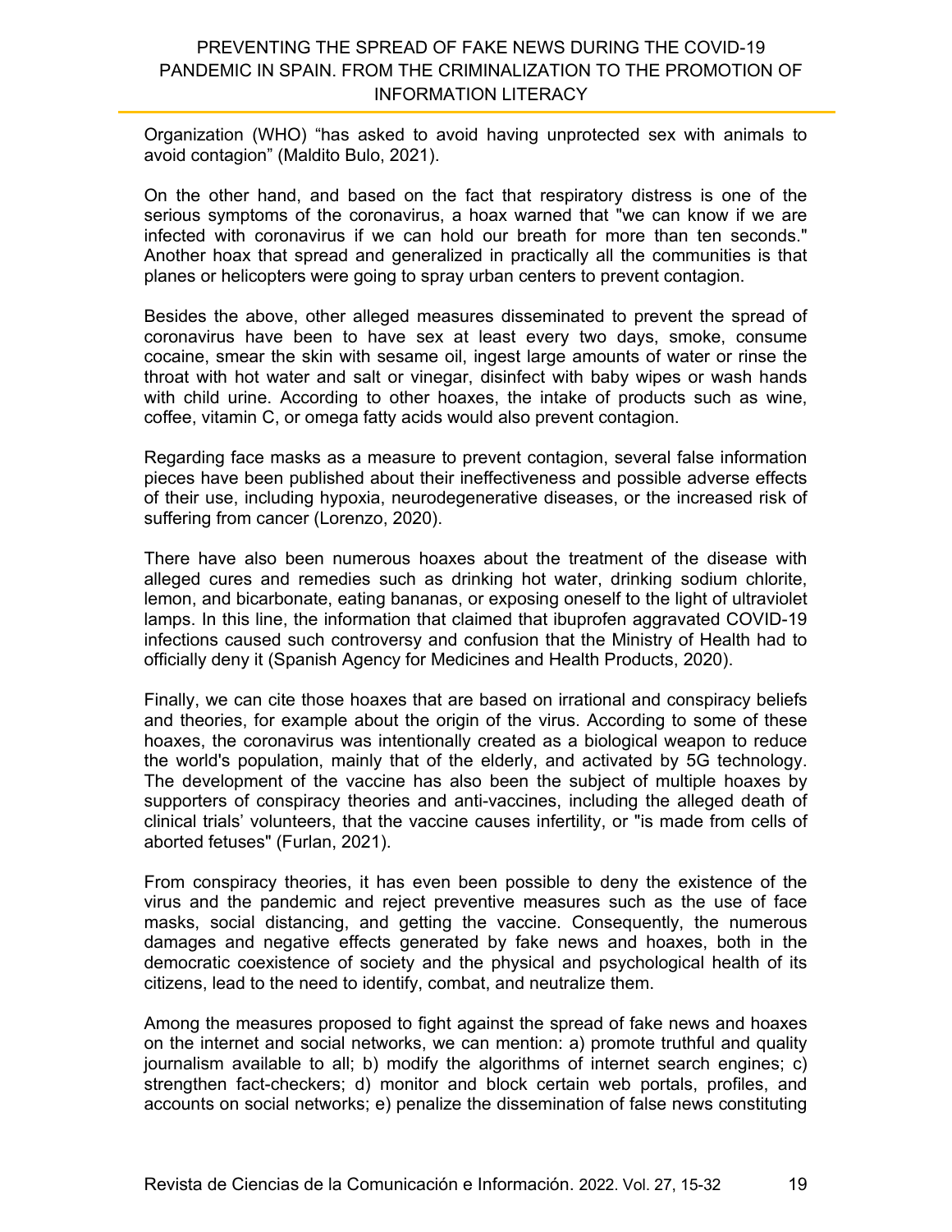Organization (WHO) "has asked to avoid having unprotected sex with animals to avoid contagion" (Maldito Bulo, 2021).

On the other hand, and based on the fact that respiratory distress is one of the serious symptoms of the coronavirus, a hoax warned that "we can know if we are infected with coronavirus if we can hold our breath for more than ten seconds." Another hoax that spread and generalized in practically all the communities is that planes or helicopters were going to spray urban centers to prevent contagion.

Besides the above, other alleged measures disseminated to prevent the spread of coronavirus have been to have sex at least every two days, smoke, consume cocaine, smear the skin with sesame oil, ingest large amounts of water or rinse the throat with hot water and salt or vinegar, disinfect with baby wipes or wash hands with child urine. According to other hoaxes, the intake of products such as wine, coffee, vitamin C, or omega fatty acids would also prevent contagion.

Regarding face masks as a measure to prevent contagion, several false information pieces have been published about their ineffectiveness and possible adverse effects of their use, including hypoxia, neurodegenerative diseases, or the increased risk of suffering from cancer (Lorenzo, 2020).

There have also been numerous hoaxes about the treatment of the disease with alleged cures and remedies such as drinking hot water, drinking sodium chlorite, lemon, and bicarbonate, eating bananas, or exposing oneself to the light of ultraviolet lamps. In this line, the information that claimed that ibuprofen aggravated COVID-19 infections caused such controversy and confusion that the Ministry of Health had to officially deny it (Spanish Agency for Medicines and Health Products, 2020).

Finally, we can cite those hoaxes that are based on irrational and conspiracy beliefs and theories, for example about the origin of the virus. According to some of these hoaxes, the coronavirus was intentionally created as a biological weapon to reduce the world's population, mainly that of the elderly, and activated by 5G technology. The development of the vaccine has also been the subject of multiple hoaxes by supporters of conspiracy theories and anti-vaccines, including the alleged death of clinical trials' volunteers, that the vaccine causes infertility, or "is made from cells of aborted fetuses" (Furlan, 2021).

From conspiracy theories, it has even been possible to deny the existence of the virus and the pandemic and reject preventive measures such as the use of face masks, social distancing, and getting the vaccine. Consequently, the numerous damages and negative effects generated by fake news and hoaxes, both in the democratic coexistence of society and the physical and psychological health of its citizens, lead to the need to identify, combat, and neutralize them.

Among the measures proposed to fight against the spread of fake news and hoaxes on the internet and social networks, we can mention: a) promote truthful and quality journalism available to all; b) modify the algorithms of internet search engines; c) strengthen fact-checkers; d) monitor and block certain web portals, profiles, and accounts on social networks; e) penalize the dissemination of false news constituting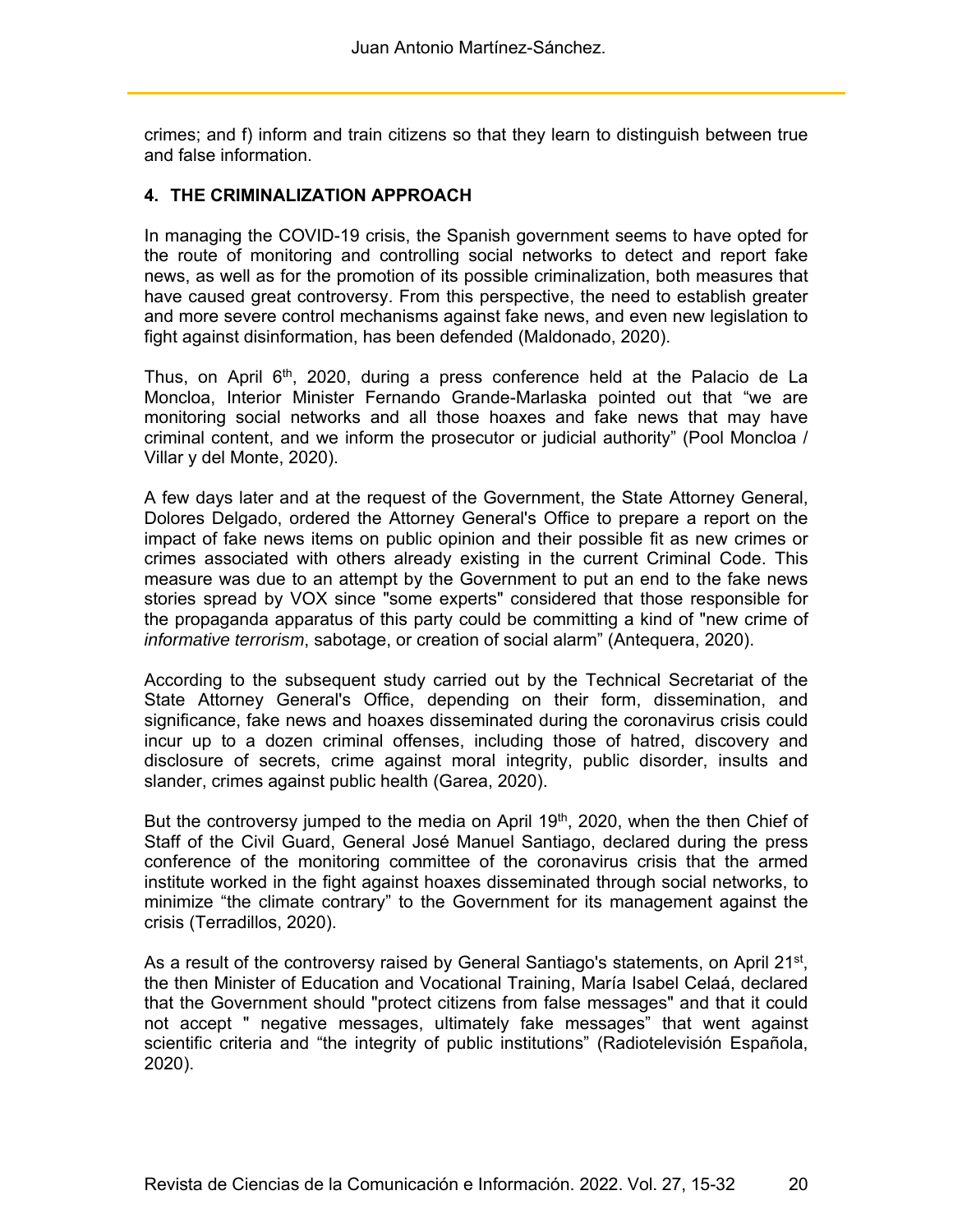crimes; and f) inform and train citizens so that they learn to distinguish between true and false information.

## 4. THE CRIMINALIZATION APPROACH

In managing the COVID-19 crisis, the Spanish government seems to have opted for the route of monitoring and controlling social networks to detect and report fake news, as well as for the promotion of its possible criminalization, both measures that have caused great controversy. From this perspective, the need to establish greater and more severe control mechanisms against fake news, and even new legislation to fight against disinformation, has been defended (Maldonado, 2020).

Thus, on April 6th, 2020, during a press conference held at the Palacio de La Moncloa, Interior Minister Fernando Grande-Marlaska pointed out that "we are monitoring social networks and all those hoaxes and fake news that may have criminal content, and we inform the prosecutor or judicial authority" (Pool Moncloa / Villar y del Monte, 2020).

A few days later and at the request of the Government, the State Attorney General, Dolores Delgado, ordered the Attorney General's Office to prepare a report on the impact of fake news items on public opinion and their possible fit as new crimes or crimes associated with others already existing in the current Criminal Code. This measure was due to an attempt by the Government to put an end to the fake news stories spread by VOX since "some experts" considered that those responsible for the propaganda apparatus of this party could be committing a kind of "new crime of *informative terrorism*, sabotage, or creation of social alarm" (Antequera, 2020).

According to the subsequent study carried out by the Technical Secretariat of the State Attorney General's Office, depending on their form, dissemination, and significance, fake news and hoaxes disseminated during the coronavirus crisis could incur up to a dozen criminal offenses, including those of hatred, discovery and disclosure of secrets, crime against moral integrity, public disorder, insults and slander, crimes against public health (Garea, 2020).

But the controversy jumped to the media on April 19th, 2020, when the then Chief of Staff of the Civil Guard, General José Manuel Santiago, declared during the press conference of the monitoring committee of the coronavirus crisis that the armed institute worked in the fight against hoaxes disseminated through social networks, to minimize "the climate contrary" to the Government for its management against the crisis (Terradillos, 2020).

As a result of the controversy raised by General Santiago's statements, on April 21st, the then Minister of Education and Vocational Training, María Isabel Celaá, declared that the Government should "protect citizens from false messages" and that it could not accept " negative messages, ultimately fake messages" that went against scientific criteria and "the integrity of public institutions" (Radiotelevisión Española, 2020).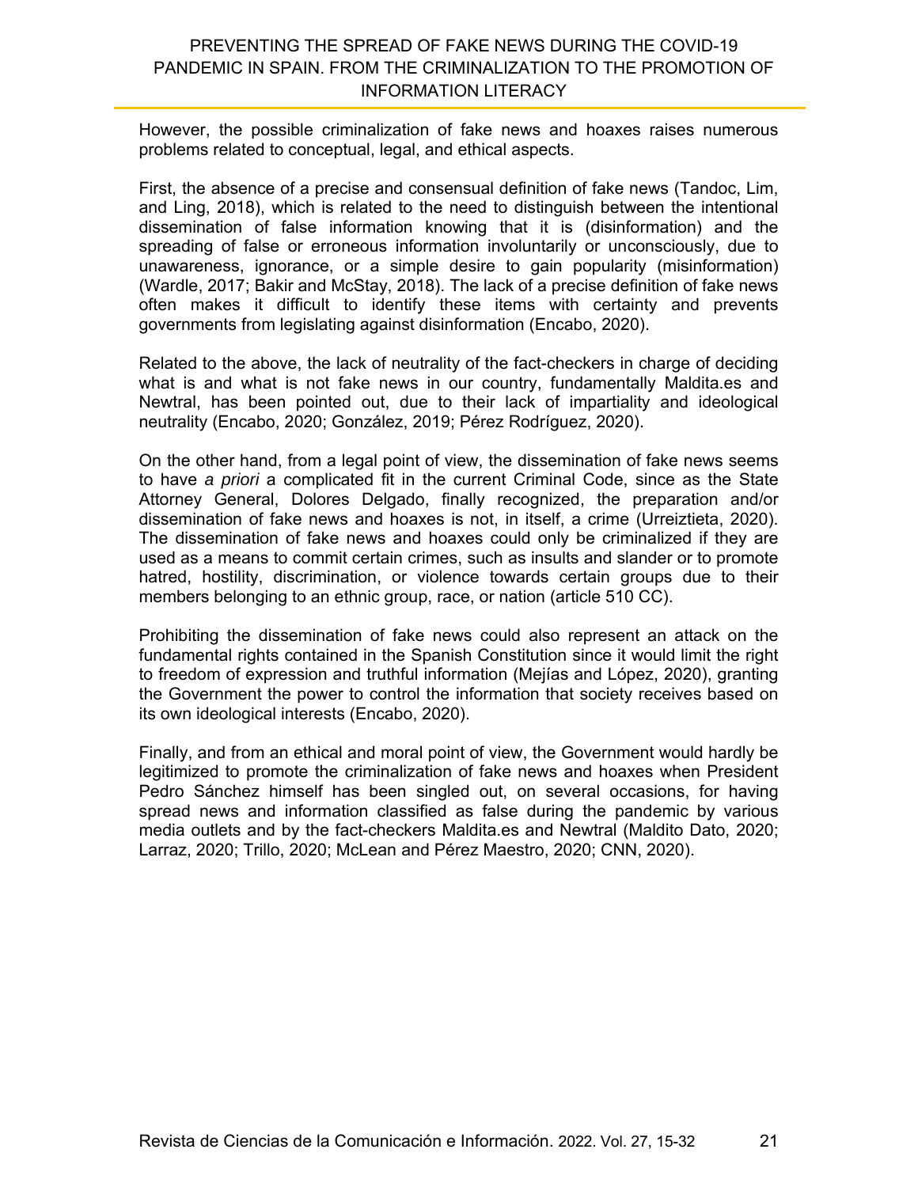However, the possible criminalization of fake news and hoaxes raises numerous problems related to conceptual, legal, and ethical aspects.

First, the absence of a precise and consensual definition of fake news (Tandoc, Lim, and Ling, 2018), which is related to the need to distinguish between the intentional dissemination of false information knowing that it is (disinformation) and the spreading of false or erroneous information involuntarily or unconsciously, due to unawareness, ignorance, or a simple desire to gain popularity (misinformation) (Wardle, 2017; Bakir and McStay, 2018). The lack of a precise definition of fake news often makes it difficult to identify these items with certainty and prevents governments from legislating against disinformation (Encabo, 2020).

Related to the above, the lack of neutrality of the fact-checkers in charge of deciding what is and what is not fake news in our country, fundamentally Maldita.es and Newtral, has been pointed out, due to their lack of impartiality and ideological neutrality (Encabo, 2020; González, 2019; Pérez Rodríguez, 2020).

On the other hand, from a legal point of view, the dissemination of fake news seems to have *a priori* a complicated fit in the current Criminal Code, since as the State Attorney General, Dolores Delgado, finally recognized, the preparation and/or dissemination of fake news and hoaxes is not, in itself, a crime (Urreiztieta, 2020). The dissemination of fake news and hoaxes could only be criminalized if they are used as a means to commit certain crimes, such as insults and slander or to promote hatred, hostility, discrimination, or violence towards certain groups due to their members belonging to an ethnic group, race, or nation (article 510 CC).

Prohibiting the dissemination of fake news could also represent an attack on the fundamental rights contained in the Spanish Constitution since it would limit the right to freedom of expression and truthful information (Mejías and López, 2020), granting the Government the power to control the information that society receives based on its own ideological interests (Encabo, 2020).

Finally, and from an ethical and moral point of view, the Government would hardly be legitimized to promote the criminalization of fake news and hoaxes when President Pedro Sánchez himself has been singled out, on several occasions, for having spread news and information classified as false during the pandemic by various media outlets and by the fact-checkers Maldita.es and Newtral (Maldito Dato, 2020; Larraz, 2020; Trillo, 2020; McLean and Pérez Maestro, 2020; CNN, 2020).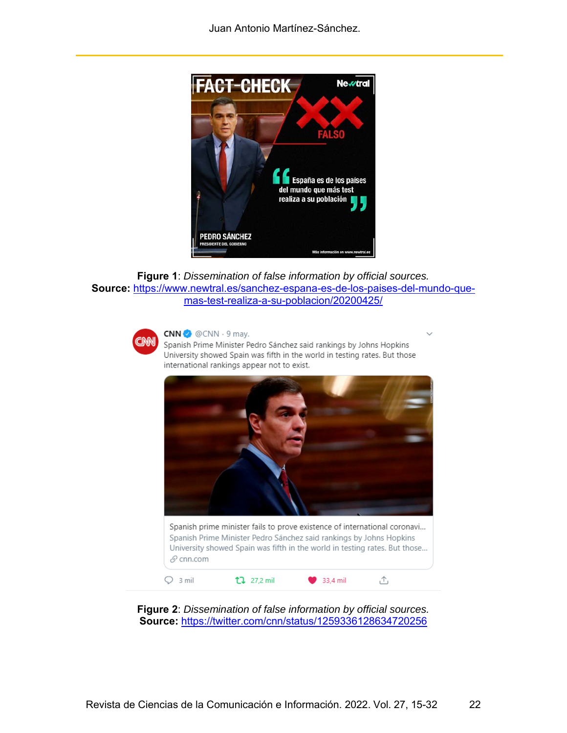**Figure 1**: *Dissemination of false information by official sources.*
**Source:** https://www.newtral.es/sanchez-espana-es-de-los-paises-del-mundo-que-mas-test-realiza-a-su-poblacion/20200425/

**Figure 2**: *Dissemination of false information by official sources.*
**Source:** https://twitter.com/cnn/status/1259336128634720256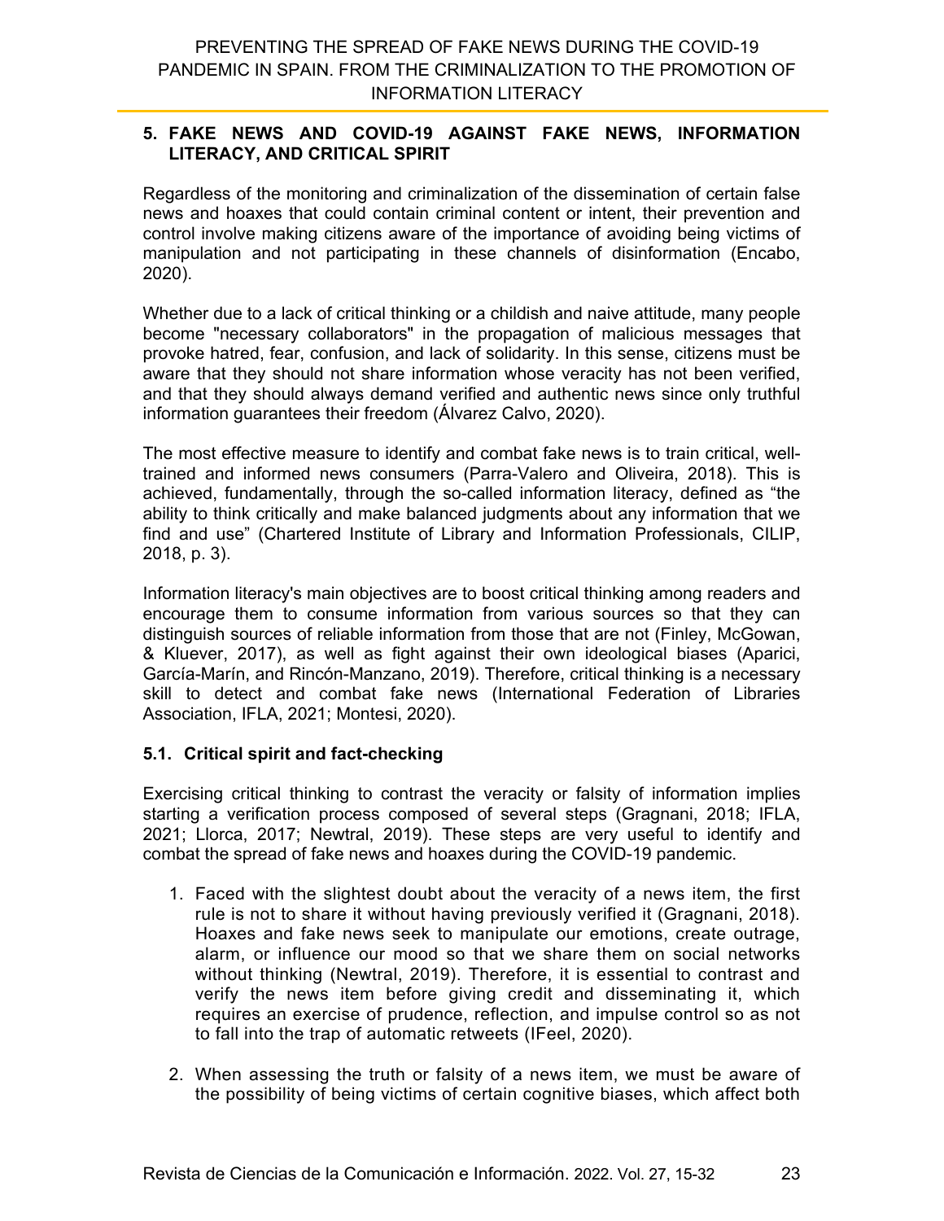## 5. FAKE NEWS AND COVID-19 AGAINST FAKE NEWS, INFORMATION LITERACY, AND CRITICAL SPIRIT

Regardless of the monitoring and criminalization of the dissemination of certain false news and hoaxes that could contain criminal content or intent, their prevention and control involve making citizens aware of the importance of avoiding being victims of manipulation and not participating in these channels of disinformation (Encabo, 2020).

Whether due to a lack of critical thinking or a childish and naive attitude, many people become "necessary collaborators" in the propagation of malicious messages that provoke hatred, fear, confusion, and lack of solidarity. In this sense, citizens must be aware that they should not share information whose veracity has not been verified, and that they should always demand verified and authentic news since only truthful information guarantees their freedom (Álvarez Calvo, 2020).

The most effective measure to identify and combat fake news is to train critical, well-trained and informed news consumers (Parra-Valero and Oliveira, 2018). This is achieved, fundamentally, through the so-called information literacy, defined as "the ability to think critically and make balanced judgments about any information that we find and use" (Chartered Institute of Library and Information Professionals, CILIP, 2018, p. 3).

Information literacy's main objectives are to boost critical thinking among readers and encourage them to consume information from various sources so that they can distinguish sources of reliable information from those that are not (Finley, McGowan, & Kluever, 2017), as well as fight against their own ideological biases (Aparici, García-Marín, and Rincón-Manzano, 2019). Therefore, critical thinking is a necessary skill to detect and combat fake news (International Federation of Libraries Association, IFLA, 2021; Montesi, 2020).

### 5.1. Critical spirit and fact-checking

Exercising critical thinking to contrast the veracity or falsity of information implies starting a verification process composed of several steps (Gragnani, 2018; IFLA, 2021; Llorca, 2017; Newtral, 2019). These steps are very useful to identify and combat the spread of fake news and hoaxes during the COVID-19 pandemic.

1. Faced with the slightest doubt about the veracity of a news item, the first rule is not to share it without having previously verified it (Gragnani, 2018). Hoaxes and fake news seek to manipulate our emotions, create outrage, alarm, or influence our mood so that we share them on social networks without thinking (Newtral, 2019). Therefore, it is essential to contrast and verify the news item before giving credit and disseminating it, which requires an exercise of prudence, reflection, and impulse control so as not to fall into the trap of automatic retweets (IFeel, 2020).

2. When assessing the truth or falsity of a news item, we must be aware of the possibility of being victims of certain cognitive biases, which affect both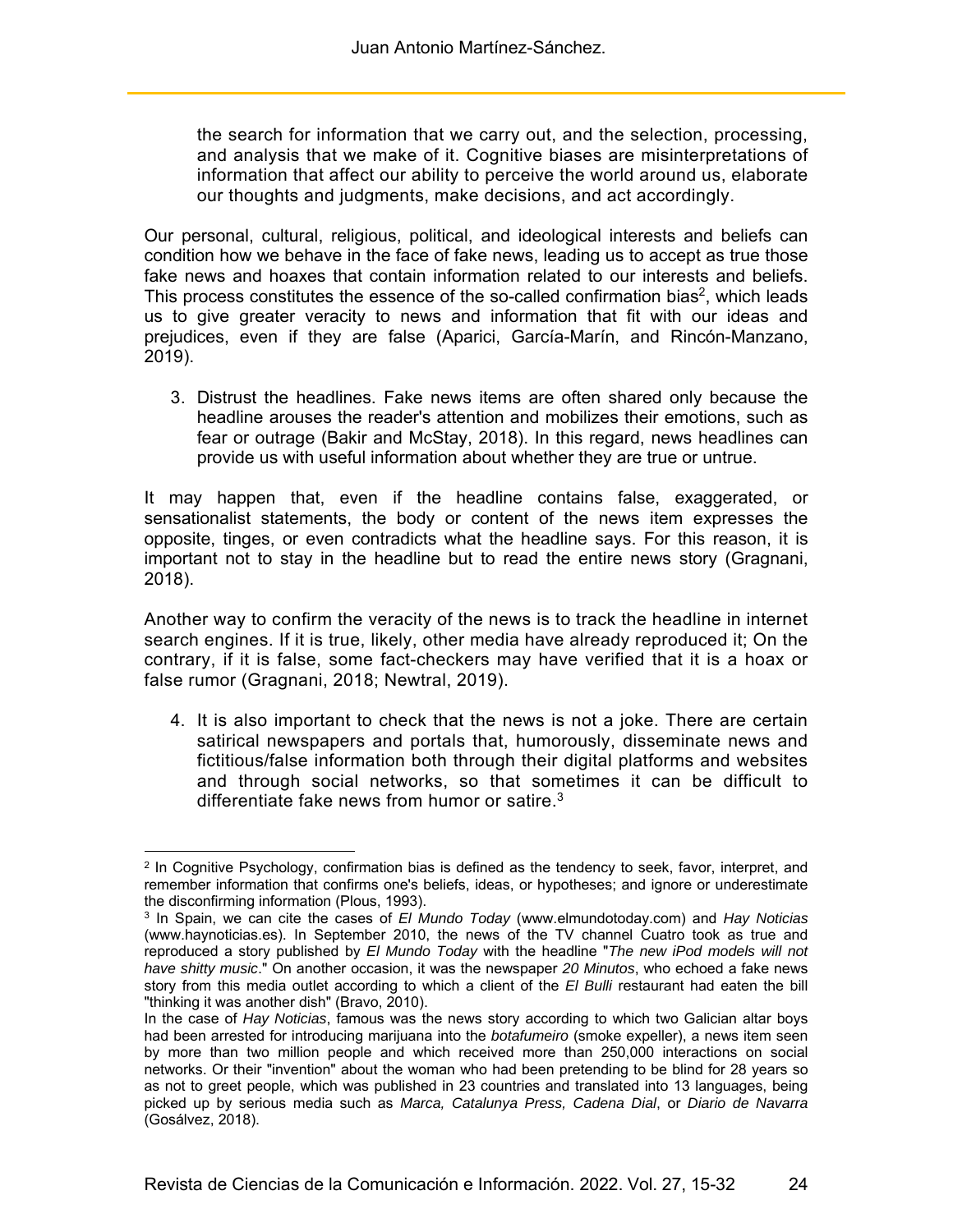the search for information that we carry out, and the selection, processing, and analysis that we make of it. Cognitive biases are misinterpretations of information that affect our ability to perceive the world around us, elaborate our thoughts and judgments, make decisions, and act accordingly.

Our personal, cultural, religious, political, and ideological interests and beliefs can condition how we behave in the face of fake news, leading us to accept as true those fake news and hoaxes that contain information related to our interests and beliefs. This process constitutes the essence of the so-called confirmation bias[2], which leads us to give greater veracity to news and information that fit with our ideas and prejudices, even if they are false (Aparici, García-Marín, and Rincón-Manzano, 2019).

3. Distrust the headlines. Fake news items are often shared only because the headline arouses the reader's attention and mobilizes their emotions, such as fear or outrage (Bakir and McStay, 2018). In this regard, news headlines can provide us with useful information about whether they are true or untrue.

It may happen that, even if the headline contains false, exaggerated, or sensationalist statements, the body or content of the news item expresses the opposite, tinges, or even contradicts what the headline says. For this reason, it is important not to stay in the headline but to read the entire news story (Gragnani, 2018).

Another way to confirm the veracity of the news is to track the headline in internet search engines. If it is true, likely, other media have already reproduced it; On the contrary, if it is false, some fact-checkers may have verified that it is a hoax or false rumor (Gragnani, 2018; Newtral, 2019).

4. It is also important to check that the news is not a joke. There are certain satirical newspapers and portals that, humorously, disseminate news and fictitious/false information both through their digital platforms and websites and through social networks, so that sometimes it can be difficult to differentiate fake news from humor or satire.[3]

---

[2] In Cognitive Psychology, confirmation bias is defined as the tendency to seek, favor, interpret, and remember information that confirms one's beliefs, ideas, or hypotheses; and ignore or underestimate the disconfirming information (Plous, 1993).

[3] In Spain, we can cite the cases of *El Mundo Today* (www.elmundotoday.com) and *Hay Noticias* (www.haynoticias.es). In September 2010, the news of the TV channel Cuatro took as true and reproduced a story published by *El Mundo Today* with the headline "*The new iPod models will not have shitty music*." On another occasion, it was the newspaper *20 Minutos*, who echoed a fake news story from this media outlet according to which a client of the *El Bulli* restaurant had eaten the bill "thinking it was another dish" (Bravo, 2010).

In the case of *Hay Noticias*, famous was the news story according to which two Galician altar boys had been arrested for introducing marijuana into the *botafumeiro* (smoke expeller), a news item seen by more than two million people and which received more than 250,000 interactions on social networks. Or their "invention" about the woman who had been pretending to be blind for 28 years so as not to greet people, which was published in 23 countries and translated into 13 languages, being picked up by serious media such as *Marca, Catalunya Press, Cadena Dial*, or *Diario de Navarra* (Gosálvez, 2018).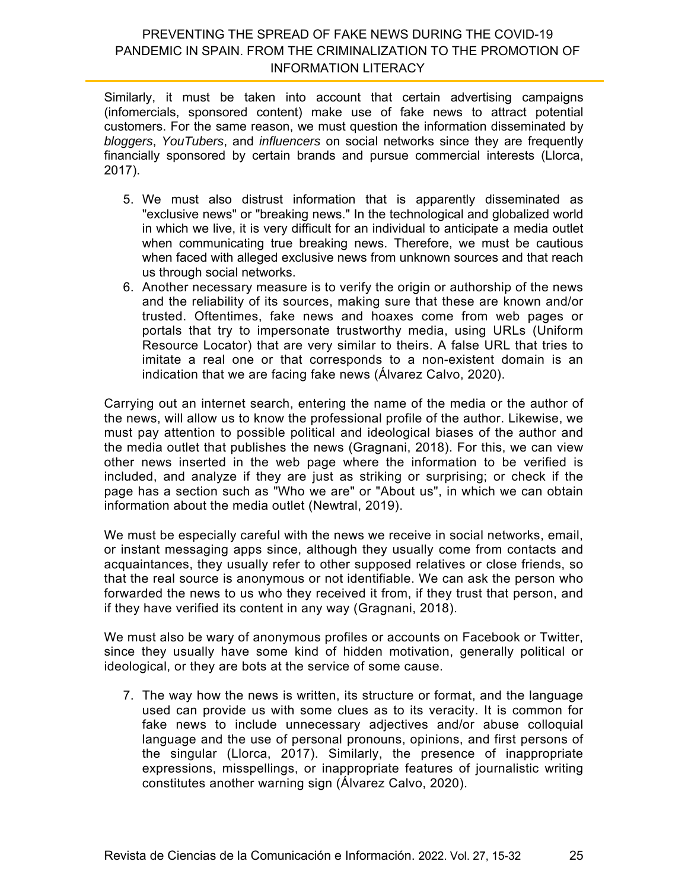Similarly, it must be taken into account that certain advertising campaigns (infomercials, sponsored content) make use of fake news to attract potential customers. For the same reason, we must question the information disseminated by *bloggers*, *YouTubers*, and *influencers* on social networks since they are frequently financially sponsored by certain brands and pursue commercial interests (Llorca, 2017).

5. We must also distrust information that is apparently disseminated as "exclusive news" or "breaking news." In the technological and globalized world in which we live, it is very difficult for an individual to anticipate a media outlet when communicating true breaking news. Therefore, we must be cautious when faced with alleged exclusive news from unknown sources and that reach us through social networks.
6. Another necessary measure is to verify the origin or authorship of the news and the reliability of its sources, making sure that these are known and/or trusted. Oftentimes, fake news and hoaxes come from web pages or portals that try to impersonate trustworthy media, using URLs (Uniform Resource Locator) that are very similar to theirs. A false URL that tries to imitate a real one or that corresponds to a non-existent domain is an indication that we are facing fake news (Álvarez Calvo, 2020).

Carrying out an internet search, entering the name of the media or the author of the news, will allow us to know the professional profile of the author. Likewise, we must pay attention to possible political and ideological biases of the author and the media outlet that publishes the news (Gragnani, 2018). For this, we can view other news inserted in the web page where the information to be verified is included, and analyze if they are just as striking or surprising; or check if the page has a section such as "Who we are" or "About us", in which we can obtain information about the media outlet (Newtral, 2019).

We must be especially careful with the news we receive in social networks, email, or instant messaging apps since, although they usually come from contacts and acquaintances, they usually refer to other supposed relatives or close friends, so that the real source is anonymous or not identifiable. We can ask the person who forwarded the news to us who they received it from, if they trust that person, and if they have verified its content in any way (Gragnani, 2018).

We must also be wary of anonymous profiles or accounts on Facebook or Twitter, since they usually have some kind of hidden motivation, generally political or ideological, or they are bots at the service of some cause.

7. The way how the news is written, its structure or format, and the language used can provide us with some clues as to its veracity. It is common for fake news to include unnecessary adjectives and/or abuse colloquial language and the use of personal pronouns, opinions, and first persons of the singular (Llorca, 2017). Similarly, the presence of inappropriate expressions, misspellings, or inappropriate features of journalistic writing constitutes another warning sign (Álvarez Calvo, 2020).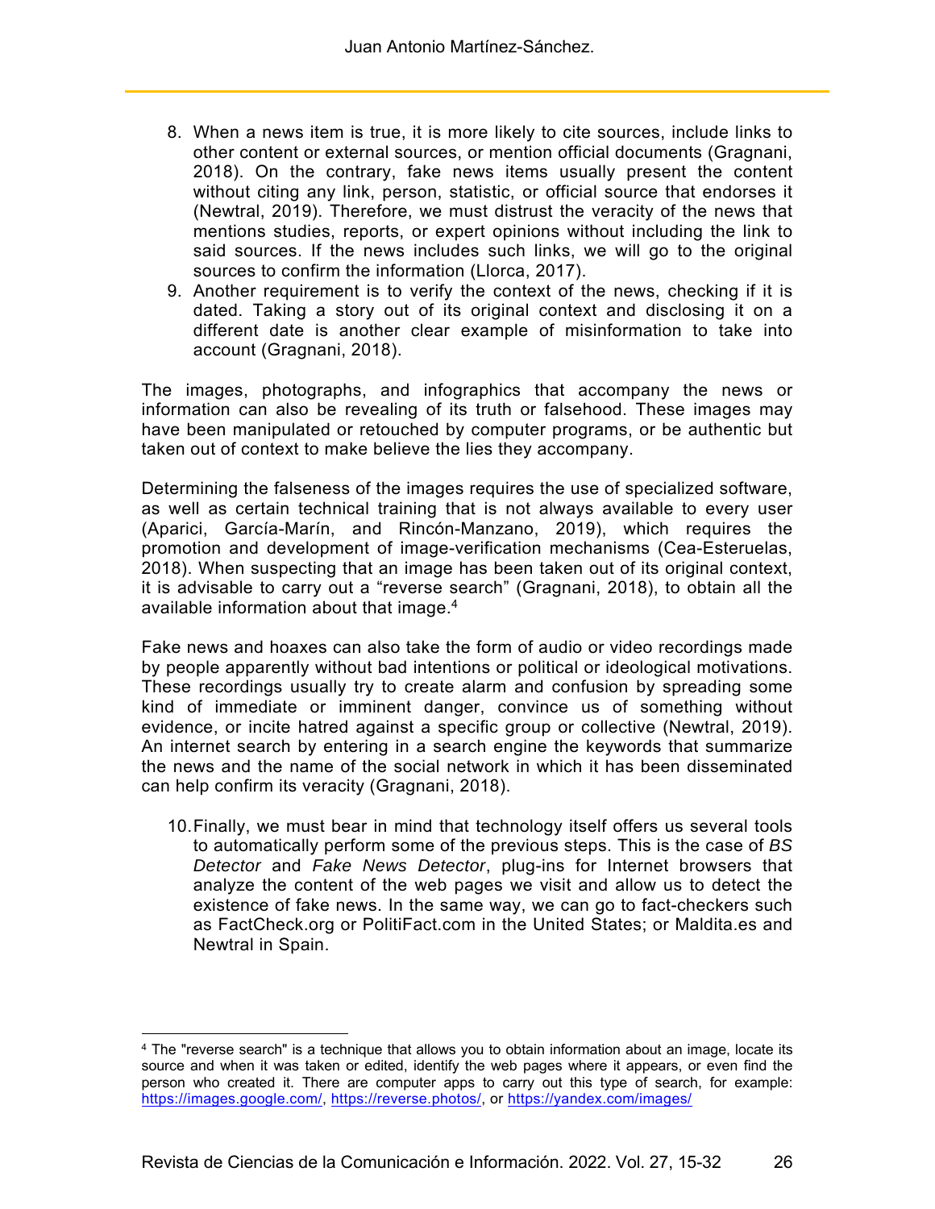8. When a news item is true, it is more likely to cite sources, include links to other content or external sources, or mention official documents (Gragnani, 2018). On the contrary, fake news items usually present the content without citing any link, person, statistic, or official source that endorses it (Newtral, 2019). Therefore, we must distrust the veracity of the news that mentions studies, reports, or expert opinions without including the link to said sources. If the news includes such links, we will go to the original sources to confirm the information (Llorca, 2017).
9. Another requirement is to verify the context of the news, checking if it is dated. Taking a story out of its original context and disclosing it on a different date is another clear example of misinformation to take into account (Gragnani, 2018).

The images, photographs, and infographics that accompany the news or information can also be revealing of its truth or falsehood. These images may have been manipulated or retouched by computer programs, or be authentic but taken out of context to make believe the lies they accompany.

Determining the falseness of the images requires the use of specialized software, as well as certain technical training that is not always available to every user (Aparici, García-Marín, and Rincón-Manzano, 2019), which requires the promotion and development of image-verification mechanisms (Cea-Esteruelas, 2018). When suspecting that an image has been taken out of its original context, it is advisable to carry out a "reverse search" (Gragnani, 2018), to obtain all the available information about that image.[4]

Fake news and hoaxes can also take the form of audio or video recordings made by people apparently without bad intentions or political or ideological motivations. These recordings usually try to create alarm and confusion by spreading some kind of immediate or imminent danger, convince us of something without evidence, or incite hatred against a specific group or collective (Newtral, 2019). An internet search by entering in a search engine the keywords that summarize the news and the name of the social network in which it has been disseminated can help confirm its veracity (Gragnani, 2018).

10. Finally, we must bear in mind that technology itself offers us several tools to automatically perform some of the previous steps. This is the case of *BS Detector* and *Fake News Detector*, plug-ins for Internet browsers that analyze the content of the web pages we visit and allow us to detect the existence of fake news. In the same way, we can go to fact-checkers such as FactCheck.org or PolitiFact.com in the United States; or Maldita.es and Newtral in Spain.

---

[4] The "reverse search" is a technique that allows you to obtain information about an image, locate its source and when it was taken or edited, identify the web pages where it appears, or even find the person who created it. There are computer apps to carry out this type of search, for example: https://images.google.com/, https://reverse.photos/, or https://yandex.com/images/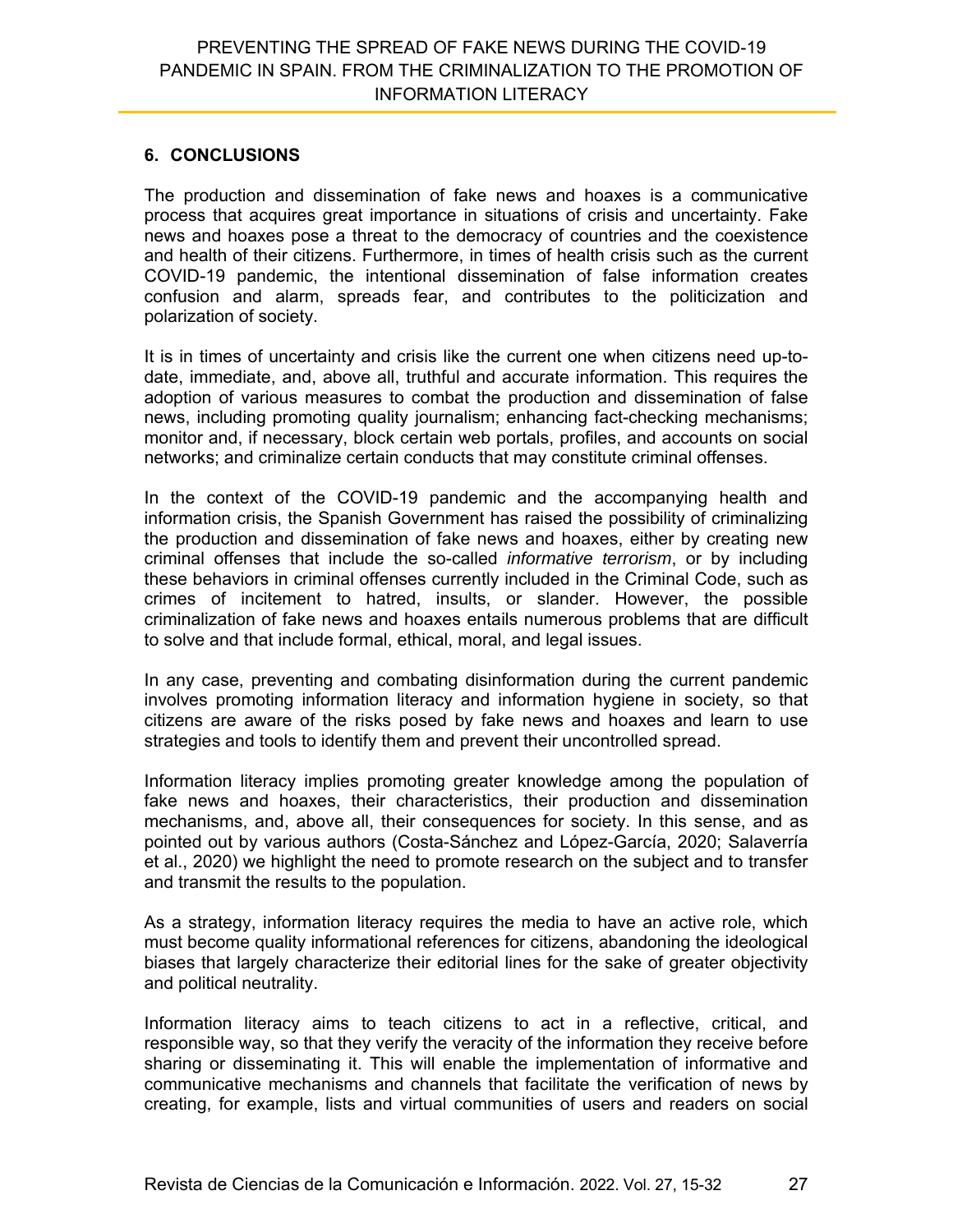## 6. CONCLUSIONS

The production and dissemination of fake news and hoaxes is a communicative process that acquires great importance in situations of crisis and uncertainty. Fake news and hoaxes pose a threat to the democracy of countries and the coexistence and health of their citizens. Furthermore, in times of health crisis such as the current COVID-19 pandemic, the intentional dissemination of false information creates confusion and alarm, spreads fear, and contributes to the politicization and polarization of society.

It is in times of uncertainty and crisis like the current one when citizens need up-to-date, immediate, and, above all, truthful and accurate information. This requires the adoption of various measures to combat the production and dissemination of false news, including promoting quality journalism; enhancing fact-checking mechanisms; monitor and, if necessary, block certain web portals, profiles, and accounts on social networks; and criminalize certain conducts that may constitute criminal offenses.

In the context of the COVID-19 pandemic and the accompanying health and information crisis, the Spanish Government has raised the possibility of criminalizing the production and dissemination of fake news and hoaxes, either by creating new criminal offenses that include the so-called *informative terrorism*, or by including these behaviors in criminal offenses currently included in the Criminal Code, such as crimes of incitement to hatred, insults, or slander. However, the possible criminalization of fake news and hoaxes entails numerous problems that are difficult to solve and that include formal, ethical, moral, and legal issues.

In any case, preventing and combating disinformation during the current pandemic involves promoting information literacy and information hygiene in society, so that citizens are aware of the risks posed by fake news and hoaxes and learn to use strategies and tools to identify them and prevent their uncontrolled spread.

Information literacy implies promoting greater knowledge among the population of fake news and hoaxes, their characteristics, their production and dissemination mechanisms, and, above all, their consequences for society. In this sense, and as pointed out by various authors (Costa-Sánchez and López-García, 2020; Salaverría et al., 2020) we highlight the need to promote research on the subject and to transfer and transmit the results to the population.

As a strategy, information literacy requires the media to have an active role, which must become quality informational references for citizens, abandoning the ideological biases that largely characterize their editorial lines for the sake of greater objectivity and political neutrality.

Information literacy aims to teach citizens to act in a reflective, critical, and responsible way, so that they verify the veracity of the information they receive before sharing or disseminating it. This will enable the implementation of informative and communicative mechanisms and channels that facilitate the verification of news by creating, for example, lists and virtual communities of users and readers on social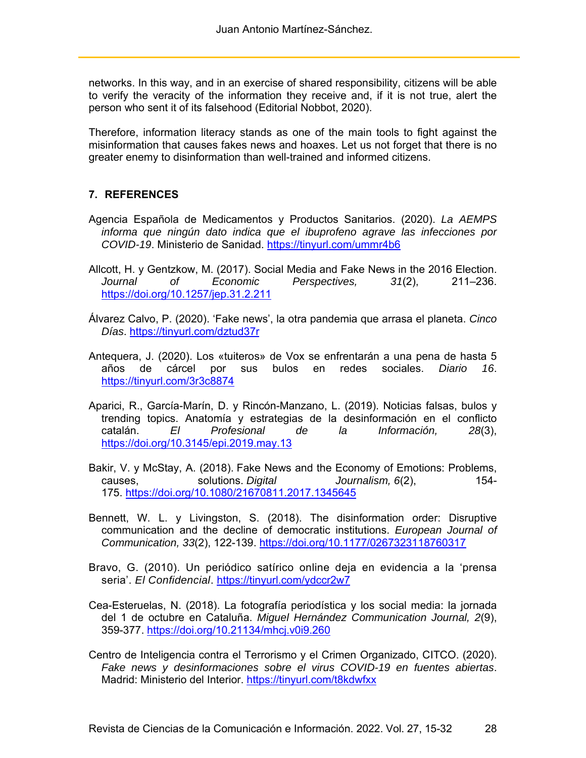networks. In this way, and in an exercise of shared responsibility, citizens will be able to verify the veracity of the information they receive and, if it is not true, alert the person who sent it of its falsehood (Editorial Nobbot, 2020).

Therefore, information literacy stands as one of the main tools to fight against the misinformation that causes fakes news and hoaxes. Let us not forget that there is no greater enemy to disinformation than well-trained and informed citizens.

## 7. REFERENCES

Agencia Española de Medicamentos y Productos Sanitarios. (2020). *La AEMPS informa que ningún dato indica que el ibuprofeno agrave las infecciones por COVID-19*. Ministerio de Sanidad. https://tinyurl.com/ummr4b6

Allcott, H. y Gentzkow, M. (2017). Social Media and Fake News in the 2016 Election. *Journal of Economic Perspectives, 31*(2), 211–236. https://doi.org/10.1257/jep.31.2.211

Álvarez Calvo, P. (2020). 'Fake news', la otra pandemia que arrasa el planeta. *Cinco Días*. https://tinyurl.com/dztud37r

Antequera, J. (2020). Los «tuiteros» de Vox se enfrentarán a una pena de hasta 5 años de cárcel por sus bulos en redes sociales. *Diario 16*. https://tinyurl.com/3r3c8874

Aparici, R., García-Marín, D. y Rincón-Manzano, L. (2019). Noticias falsas, bulos y trending topics. Anatomía y estrategias de la desinformación en el conflicto catalán. *El Profesional de la Información, 28*(3), https://doi.org/10.3145/epi.2019.may.13

Bakir, V. y McStay, A. (2018). Fake News and the Economy of Emotions: Problems, causes, solutions. *Digital Journalism, 6*(2), 154-175. https://doi.org/10.1080/21670811.2017.1345645

Bennett, W. L. y Livingston, S. (2018). The disinformation order: Disruptive communication and the decline of democratic institutions. *European Journal of Communication, 33*(2), 122-139. https://doi.org/10.1177/0267323118760317

Bravo, G. (2010). Un periódico satírico online deja en evidencia a la 'prensa seria'. *El Confidencial*. https://tinyurl.com/ydccr2w7

Cea-Esteruelas, N. (2018). La fotografía periodística y los social media: la jornada del 1 de octubre en Cataluña. *Miguel Hernández Communication Journal, 2*(9), 359-377. https://doi.org/10.21134/mhcj.v0i9.260

Centro de Inteligencia contra el Terrorismo y el Crimen Organizado, CITCO. (2020). *Fake news y desinformaciones sobre el virus COVID-19 en fuentes abiertas*. Madrid: Ministerio del Interior. https://tinyurl.com/t8kdwfxx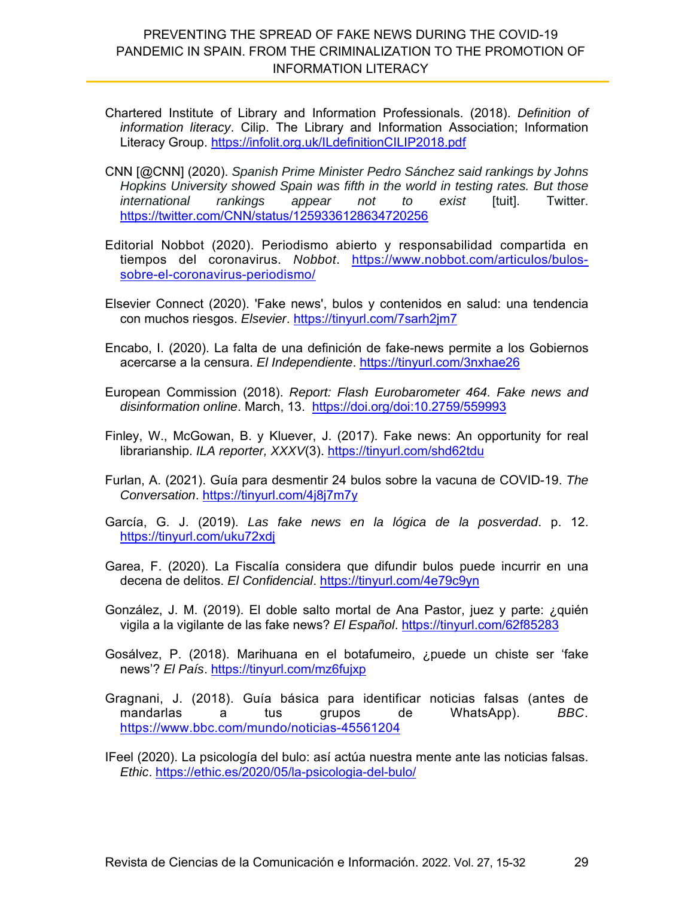Chartered Institute of Library and Information Professionals. (2018). *Definition of information literacy*. Cilip. The Library and Information Association; Information Literacy Group. https://infolit.org.uk/ILdefinitionCILIP2018.pdf

CNN [@CNN] (2020). *Spanish Prime Minister Pedro Sánchez said rankings by Johns Hopkins University showed Spain was fifth in the world in testing rates. But those international rankings appear not to exist* [tuit]. Twitter. https://twitter.com/CNN/status/1259336128634720256

Editorial Nobbot (2020). Periodismo abierto y responsabilidad compartida en tiempos del coronavirus. *Nobbot*. https://www.nobbot.com/articulos/bulos-sobre-el-coronavirus-periodismo/

Elsevier Connect (2020). 'Fake news', bulos y contenidos en salud: una tendencia con muchos riesgos. *Elsevier*. https://tinyurl.com/7sarh2jm7

Encabo, I. (2020). La falta de una definición de fake-news permite a los Gobiernos acercarse a la censura. *El Independiente*. https://tinyurl.com/3nxhae26

European Commission (2018). *Report: Flash Eurobarometer 464. Fake news and disinformation online*. March, 13. https://doi.org/doi:10.2759/559993

Finley, W., McGowan, B. y Kluever, J. (2017). Fake news: An opportunity for real librarianship. *ILA reporter, XXXV*(3). https://tinyurl.com/shd62tdu

Furlan, A. (2021). Guía para desmentir 24 bulos sobre la vacuna de COVID-19. *The Conversation*. https://tinyurl.com/4j8j7m7y

García, G. J. (2019). *Las fake news en la lógica de la posverdad*. p. 12. https://tinyurl.com/uku72xdj

Garea, F. (2020). La Fiscalía considera que difundir bulos puede incurrir en una decena de delitos. *El Confidencial*. https://tinyurl.com/4e79c9yn

González, J. M. (2019). El doble salto mortal de Ana Pastor, juez y parte: ¿quién vigila a la vigilante de las fake news? *El Español*. https://tinyurl.com/62f85283

Gosálvez, P. (2018). Marihuana en el botafumeiro, ¿puede un chiste ser 'fake news'? *El País*. https://tinyurl.com/mz6fujxp

Gragnani, J. (2018). Guía básica para identificar noticias falsas (antes de mandarlas a tus grupos de WhatsApp). *BBC*. https://www.bbc.com/mundo/noticias-45561204

IFeel (2020). La psicología del bulo: así actúa nuestra mente ante las noticias falsas. *Ethic*. https://ethic.es/2020/05/la-psicologia-del-bulo/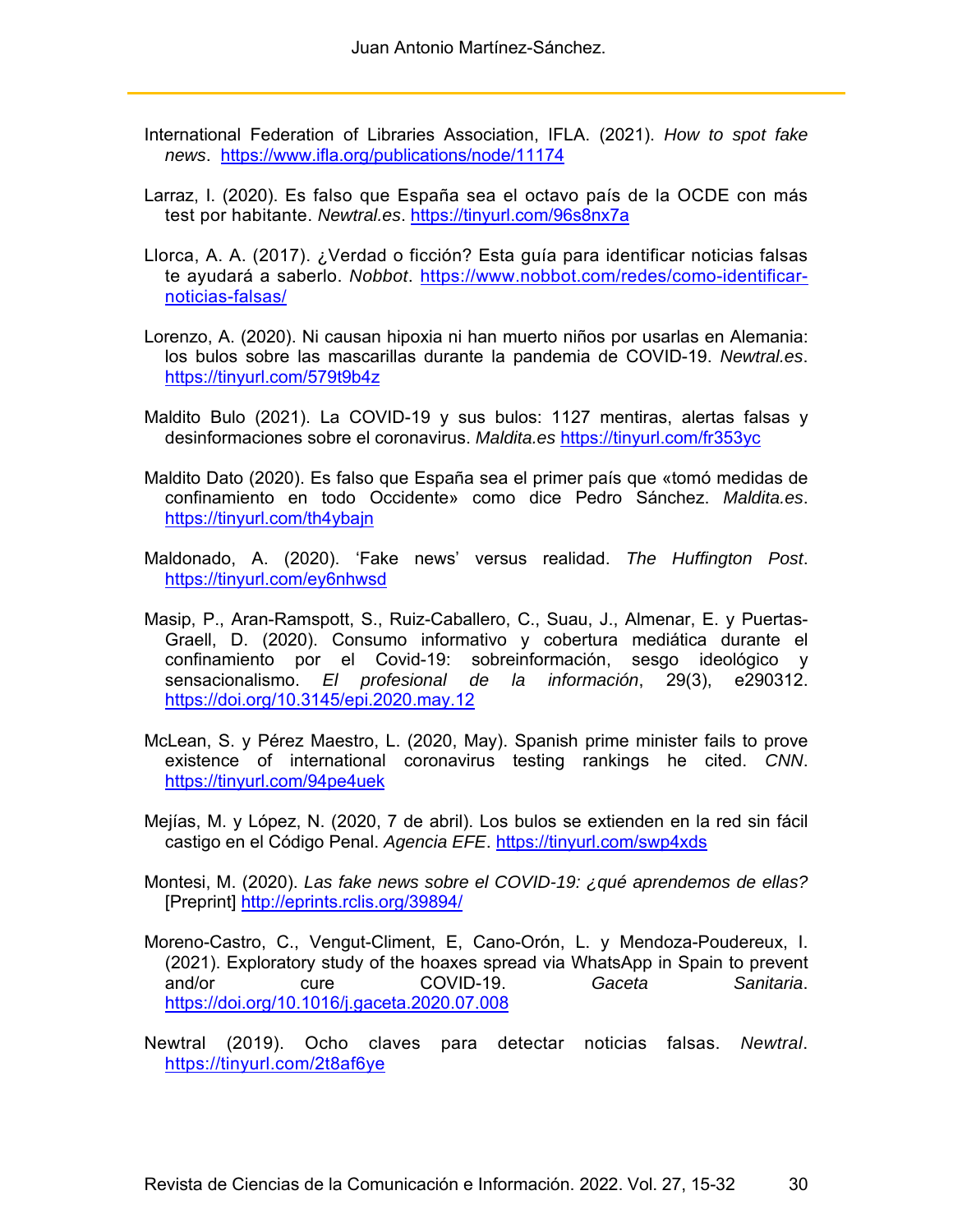International Federation of Libraries Association, IFLA. (2021). *How to spot fake news*. https://www.ifla.org/publications/node/11174

Larraz, I. (2020). Es falso que España sea el octavo país de la OCDE con más test por habitante. *Newtral.es*. https://tinyurl.com/96s8nx7a

Llorca, A. A. (2017). ¿Verdad o ficción? Esta guía para identificar noticias falsas te ayudará a saberlo. *Nobbot*. https://www.nobbot.com/redes/como-identificar-noticias-falsas/

Lorenzo, A. (2020). Ni causan hipoxia ni han muerto niños por usarlas en Alemania: los bulos sobre las mascarillas durante la pandemia de COVID-19. *Newtral.es*. https://tinyurl.com/579t9b4z

Maldito Bulo (2021). La COVID-19 y sus bulos: 1127 mentiras, alertas falsas y desinformaciones sobre el coronavirus. *Maldita.es* https://tinyurl.com/fr353yc

Maldito Dato (2020). Es falso que España sea el primer país que «tomó medidas de confinamiento en todo Occidente» como dice Pedro Sánchez. *Maldita.es*. https://tinyurl.com/th4ybajn

Maldonado, A. (2020). 'Fake news' versus realidad. *The Huffington Post*. https://tinyurl.com/ey6nhwsd

Masip, P., Aran-Ramspott, S., Ruiz-Caballero, C., Suau, J., Almenar, E. y Puertas-Graell, D. (2020). Consumo informativo y cobertura mediática durante el confinamiento por el Covid-19: sobreinformación, sesgo ideológico y sensacionalismo. *El profesional de la información*, 29(3), e290312. https://doi.org/10.3145/epi.2020.may.12

McLean, S. y Pérez Maestro, L. (2020, May). Spanish prime minister fails to prove existence of international coronavirus testing rankings he cited. *CNN*. https://tinyurl.com/94pe4uek

Mejías, M. y López, N. (2020, 7 de abril). Los bulos se extienden en la red sin fácil castigo en el Código Penal. *Agencia EFE*. https://tinyurl.com/swp4xds

Montesi, M. (2020). *Las fake news sobre el COVID-19: ¿qué aprendemos de ellas?* [Preprint] http://eprints.rclis.org/39894/

Moreno-Castro, C., Vengut-Climent, E, Cano-Orón, L. y Mendoza-Poudereux, I. (2021). Exploratory study of the hoaxes spread via WhatsApp in Spain to prevent and/or cure COVID-19. *Gaceta Sanitaria*. https://doi.org/10.1016/j.gaceta.2020.07.008

Newtral (2019). Ocho claves para detectar noticias falsas. *Newtral*. https://tinyurl.com/2t8af6ye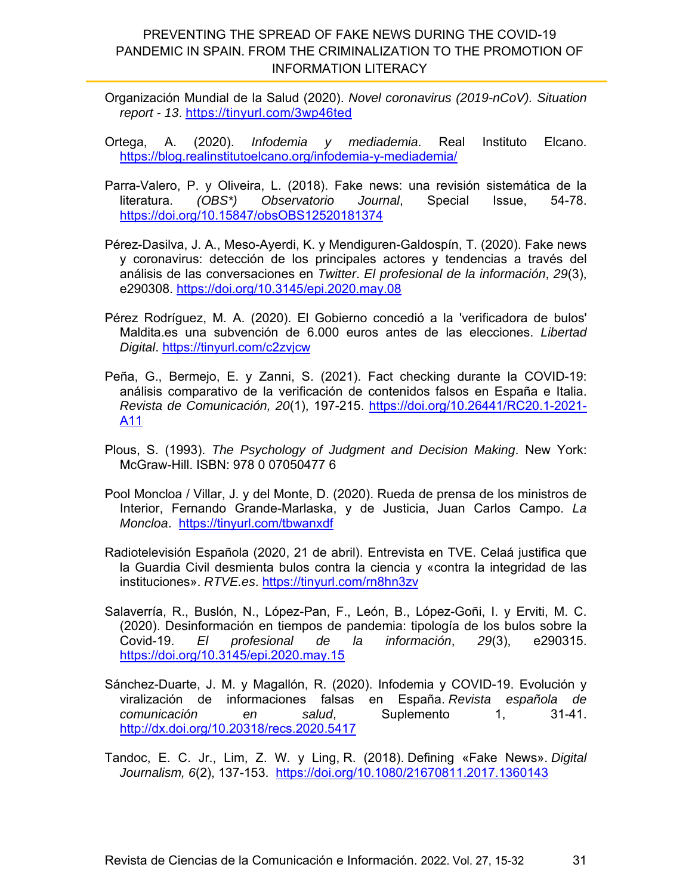Organización Mundial de la Salud (2020). *Novel coronavirus (2019-nCoV). Situation report - 13*. https://tinyurl.com/3wp46ted

Ortega, A. (2020). *Infodemia y mediademia*. Real Instituto Elcano. https://blog.realinstitutoelcano.org/infodemia-y-mediademia/

Parra-Valero, P. y Oliveira, L. (2018). Fake news: una revisión sistemática de la literatura. *(OBS*) Observatorio Journal*, Special Issue, 54-78. https://doi.org/10.15847/obsOBS12520181374

Pérez-Dasilva, J. A., Meso-Ayerdi, K. y Mendiguren-Galdospín, T. (2020). Fake news y coronavirus: detección de los principales actores y tendencias a través del análisis de las conversaciones en *Twitter*. *El profesional de la información*, *29*(3), e290308. https://doi.org/10.3145/epi.2020.may.08

Pérez Rodríguez, M. A. (2020). El Gobierno concedió a la 'verificadora de bulos' Maldita.es una subvención de 6.000 euros antes de las elecciones. *Libertad Digital*. https://tinyurl.com/c2zvjcw

Peña, G., Bermejo, E. y Zanni, S. (2021). Fact checking durante la COVID-19: análisis comparativo de la verificación de contenidos falsos en España e Italia. *Revista de Comunicación, 20*(1), 197-215. https://doi.org/10.26441/RC20.1-2021-A11

Plous, S. (1993). *The Psychology of Judgment and Decision Making*. New York: McGraw-Hill. ISBN: 978 0 07050477 6

Pool Moncloa / Villar, J. y del Monte, D. (2020). Rueda de prensa de los ministros de Interior, Fernando Grande-Marlaska, y de Justicia, Juan Carlos Campo. *La Moncloa*. https://tinyurl.com/tbwanxdf

Radiotelevisión Española (2020, 21 de abril). Entrevista en TVE. Celaá justifica que la Guardia Civil desmienta bulos contra la ciencia y «contra la integridad de las instituciones». *RTVE.es*. https://tinyurl.com/rn8hn3zv

Salaverría, R., Buslón, N., López-Pan, F., León, B., López-Goñi, I. y Erviti, M. C. (2020). Desinformación en tiempos de pandemia: tipología de los bulos sobre la Covid-19. *El profesional de la información*, *29*(3), e290315. https://doi.org/10.3145/epi.2020.may.15

Sánchez-Duarte, J. M. y Magallón, R. (2020). Infodemia y COVID-19. Evolución y viralización de informaciones falsas en España. *Revista española de comunicación en salud*, Suplemento 1, 31-41. http://dx.doi.org/10.20318/recs.2020.5417

Tandoc, E. C. Jr., Lim, Z. W. y Ling, R. (2018). Defining «Fake News». *Digital Journalism, 6*(2), 137-153. https://doi.org/10.1080/21670811.2017.1360143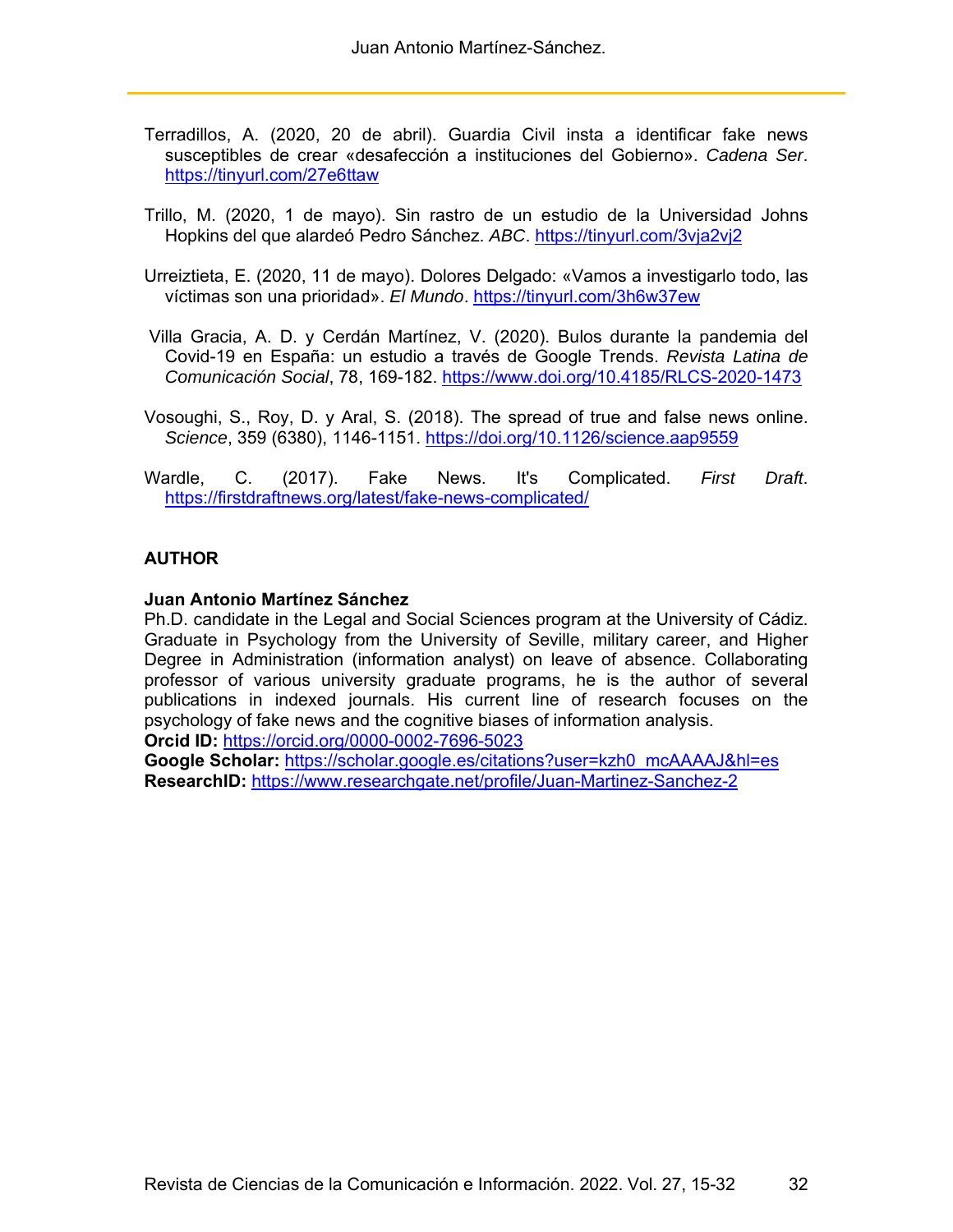Terradillos, A. (2020, 20 de abril). Guardia Civil insta a identificar fake news susceptibles de crear «desafección a instituciones del Gobierno». *Cadena Ser*. https://tinyurl.com/27e6ttaw

Trillo, M. (2020, 1 de mayo). Sin rastro de un estudio de la Universidad Johns Hopkins del que alardeó Pedro Sánchez. *ABC*. https://tinyurl.com/3vja2vj2

Urreiztieta, E. (2020, 11 de mayo). Dolores Delgado: «Vamos a investigarlo todo, las víctimas son una prioridad». *El Mundo*. https://tinyurl.com/3h6w37ew

Villa Gracia, A. D. y Cerdán Martínez, V. (2020). Bulos durante la pandemia del Covid-19 en España: un estudio a través de Google Trends. *Revista Latina de Comunicación Social*, 78, 169-182. https://www.doi.org/10.4185/RLCS-2020-1473

Vosoughi, S., Roy, D. y Aral, S. (2018). The spread of true and false news online. *Science*, 359 (6380), 1146-1151. https://doi.org/10.1126/science.aap9559

Wardle, C. (2017). Fake News. It's Complicated. *First Draft*. https://firstdraftnews.org/latest/fake-news-complicated/

## AUTHOR

**Juan Antonio Martínez Sánchez**

Ph.D. candidate in the Legal and Social Sciences program at the University of Cádiz. Graduate in Psychology from the University of Seville, military career, and Higher Degree in Administration (information analyst) on leave of absence. Collaborating professor of various university graduate programs, he is the author of several publications in indexed journals. His current line of research focuses on the psychology of fake news and the cognitive biases of information analysis.

**Orcid ID:** https://orcid.org/0000-0002-7696-5023

**Google Scholar:** https://scholar.google.es/citations?user=kzh0_mcAAAAJ&hl=es

**ResearchID:** https://www.researchgate.net/profile/Juan-Martinez-Sanchez-2